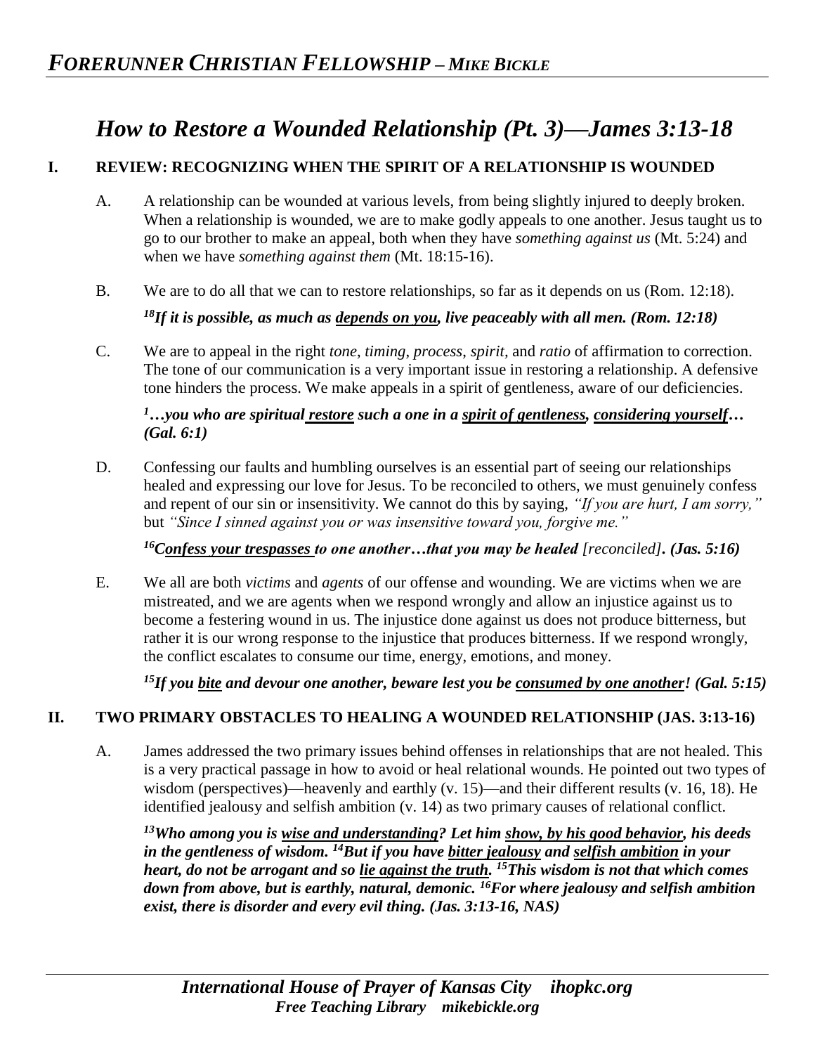# *How to Restore a Wounded Relationship (Pt. 3)—James 3:13-18*

## I. REVIEW: RECOGNIZING WHEN THE SPIRIT OF A RELATIONSHIP IS WOUNDED

A. A relationship can be wounded at various levels, from being slightly injured to deeply broken. When a relationship is wounded, we are to make godly appeals to one another. Jesus taught us to go to our brother to make an appeal, both when they have *something against us* (Mt. 5:24) and when we have *something against them* (Mt. 18:15-16).

B. We are to do all that we can to restore relationships, so far as it depends on us (Rom. 12:18).

***[18]If it is possible, as much as <u>depends on you</u>, live peaceably with all men. (Rom. 12:18)***

C. We are to appeal in the right *tone*, *timing*, *process*, *spirit,* and *ratio* of affirmation to correction. The tone of our communication is a very important issue in restoring a relationship. A defensive tone hinders the process. We make appeals in a spirit of gentleness, aware of our deficiencies.

***[1]…you who are spiritual <u>restore</u> such a one in a <u>spirit of gentleness</u>, <u>considering yourself</u>… (Gal. 6:1)***

D. Confessing our faults and humbling ourselves is an essential part of seeing our relationships healed and expressing our love for Jesus. To be reconciled to others, we must genuinely confess and repent of our sin or insensitivity. We cannot do this by saying, *"If you are hurt, I am sorry,"* but *"Since I sinned against you or was insensitive toward you, forgive me."*

***[16]<u>Confess your trespasses</u> to one another…that you may be healed** [reconciled]**. (Jas. 5:16)***

E. We all are both *victims* and *agents* of our offense and wounding. We are victims when we are mistreated, and we are agents when we respond wrongly and allow an injustice against us to become a festering wound in us. The injustice done against us does not produce bitterness, but rather it is our wrong response to the injustice that produces bitterness. If we respond wrongly, the conflict escalates to consume our time, energy, emotions, and money.

***[15]If you <u>bite</u> and devour one another, beware lest you be <u>consumed by one another</u>! (Gal. 5:15)***

## II. TWO PRIMARY OBSTACLES TO HEALING A WOUNDED RELATIONSHIP (JAS. 3:13-16)

A. James addressed the two primary issues behind offenses in relationships that are not healed. This is a very practical passage in how to avoid or heal relational wounds. He pointed out two types of wisdom (perspectives)—heavenly and earthly (v. 15)—and their different results (v. 16, 18). He identified jealousy and selfish ambition (v. 14) as two primary causes of relational conflict.

***[13]Who among you is <u>wise and understanding</u>? Let him <u>show, by his good behavior</u>, his deeds in the gentleness of wisdom. [14]But if you have <u>bitter jealousy</u> and <u>selfish ambition</u> in your heart, do not be arrogant and so <u>lie against the truth</u>. [15]This wisdom is not that which comes down from above, but is earthly, natural, demonic. [16]For where jealousy and selfish ambition exist, there is disorder and every evil thing. (Jas. 3:13-16, NAS)***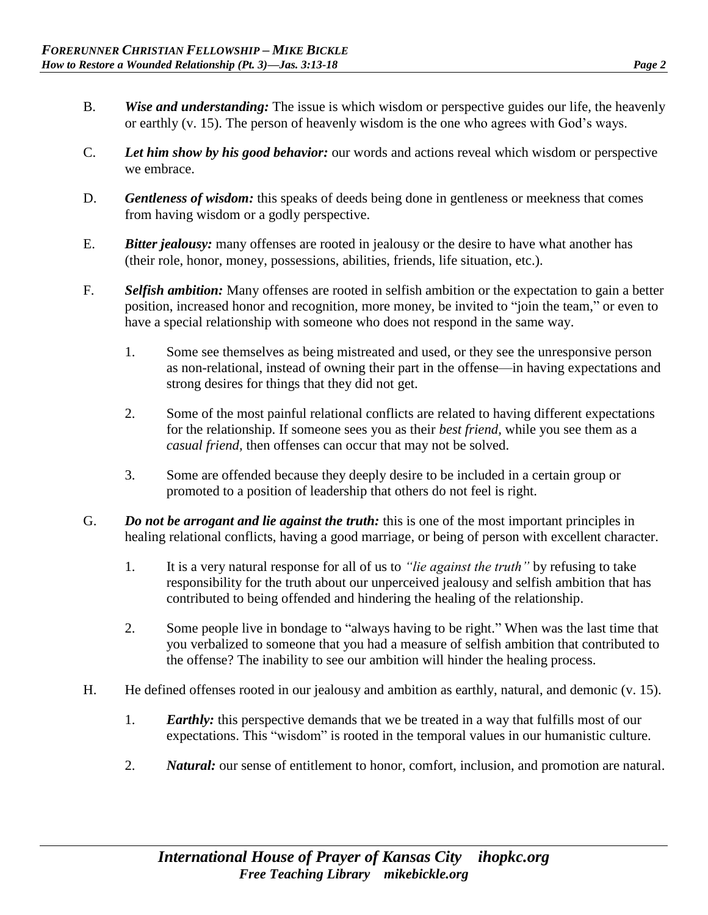B. ***Wise and understanding:*** The issue is which wisdom or perspective guides our life, the heavenly or earthly (v. 15). The person of heavenly wisdom is the one who agrees with God's ways.

C. ***Let him show by his good behavior:*** our words and actions reveal which wisdom or perspective we embrace.

D. ***Gentleness of wisdom:*** this speaks of deeds being done in gentleness or meekness that comes from having wisdom or a godly perspective.

E. ***Bitter jealousy:*** many offenses are rooted in jealousy or the desire to have what another has (their role, honor, money, possessions, abilities, friends, life situation, etc.).

F. ***Selfish ambition:*** Many offenses are rooted in selfish ambition or the expectation to gain a better position, increased honor and recognition, more money, be invited to "join the team," or even to have a special relationship with someone who does not respond in the same way.

   1. Some see themselves as being mistreated and used, or they see the unresponsive person as non-relational, instead of owning their part in the offense—in having expectations and strong desires for things that they did not get.

   2. Some of the most painful relational conflicts are related to having different expectations for the relationship. If someone sees you as their *best friend,* while you see them as a *casual friend,* then offenses can occur that may not be solved.

   3. Some are offended because they deeply desire to be included in a certain group or promoted to a position of leadership that others do not feel is right.

G. ***Do not be arrogant and lie against the truth:*** this is one of the most important principles in healing relational conflicts, having a good marriage, or being of person with excellent character.

   1. It is a very natural response for all of us to *"lie against the truth"* by refusing to take responsibility for the truth about our unperceived jealousy and selfish ambition that has contributed to being offended and hindering the healing of the relationship.

   2. Some people live in bondage to "always having to be right." When was the last time that you verbalized to someone that you had a measure of selfish ambition that contributed to the offense? The inability to see our ambition will hinder the healing process.

H. He defined offenses rooted in our jealousy and ambition as earthly, natural, and demonic (v. 15).

   1. ***Earthly:*** this perspective demands that we be treated in a way that fulfills most of our expectations. This "wisdom" is rooted in the temporal values in our humanistic culture.

   2. ***Natural:*** our sense of entitlement to honor, comfort, inclusion, and promotion are natural.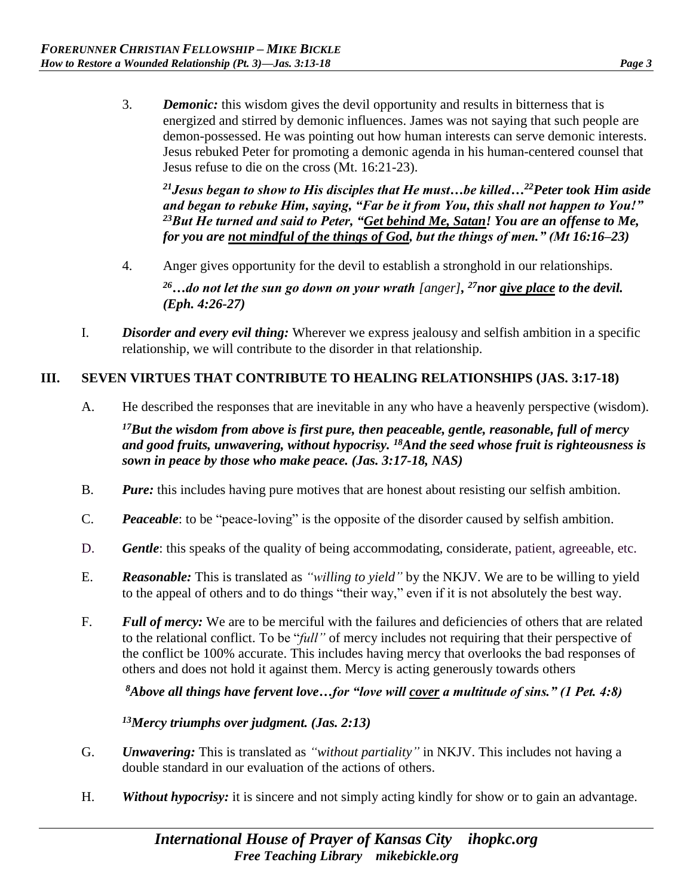3. ***Demonic:*** this wisdom gives the devil opportunity and results in bitterness that is energized and stirred by demonic influences. James was not saying that such people are demon-possessed. He was pointing out how human interests can serve demonic interests. Jesus rebuked Peter for promoting a demonic agenda in his human-centered counsel that Jesus refuse to die on the cross (Mt. 16:21-23).

   ***[21]Jesus began to show to His disciples that He must…be killed…[22]Peter took Him aside and began to rebuke Him, saying, "Far be it from You, this shall not happen to You!" [23]But He turned and said to Peter, "<u>Get behind Me, Satan</u>! You are an offense to Me, for you are <u>not mindful of the things of God</u>, but the things of men." (Mt 16:16–23)***

4. Anger gives opportunity for the devil to establish a stronghold in our relationships.

   ***[26]…do not let the sun go down on your wrath*** *[anger]*, ***[27]nor <u>give place</u> to the devil. (Eph. 4:26-27)***

I. ***Disorder and every evil thing:*** Wherever we express jealousy and selfish ambition in a specific relationship, we will contribute to the disorder in that relationship.

## III. SEVEN VIRTUES THAT CONTRIBUTE TO HEALING RELATIONSHIPS (JAS. 3:17-18)

A. He described the responses that are inevitable in any who have a heavenly perspective (wisdom).

   ***[17]But the wisdom from above is first pure, then peaceable, gentle, reasonable, full of mercy and good fruits, unwavering, without hypocrisy. [18]And the seed whose fruit is righteousness is sown in peace by those who make peace. (Jas. 3:17-18, NAS)***

B. ***Pure:*** this includes having pure motives that are honest about resisting our selfish ambition.

C. ***Peaceable***: to be "peace-loving" is the opposite of the disorder caused by selfish ambition.

D. ***Gentle***: this speaks of the quality of being accommodating, considerate, patient, agreeable, etc.

E. ***Reasonable:*** This is translated as *"willing to yield"* by the NKJV. We are to be willing to yield to the appeal of others and to do things "their way," even if it is not absolutely the best way.

F. ***Full of mercy:*** We are to be merciful with the failures and deficiencies of others that are related to the relational conflict. To be "*full"* of mercy includes not requiring that their perspective of the conflict be 100% accurate. This includes having mercy that overlooks the bad responses of others and does not hold it against them. Mercy is acting generously towards others

   ***[8]Above all things have fervent love…for "love will <u>cover</u> a multitude of sins." (1 Pet. 4:8)***

   ***[13]Mercy triumphs over judgment. (Jas. 2:13)***

G. ***Unwavering:*** This is translated as *"without partiality"* in NKJV. This includes not having a double standard in our evaluation of the actions of others.

H. ***Without hypocrisy:*** it is sincere and not simply acting kindly for show or to gain an advantage.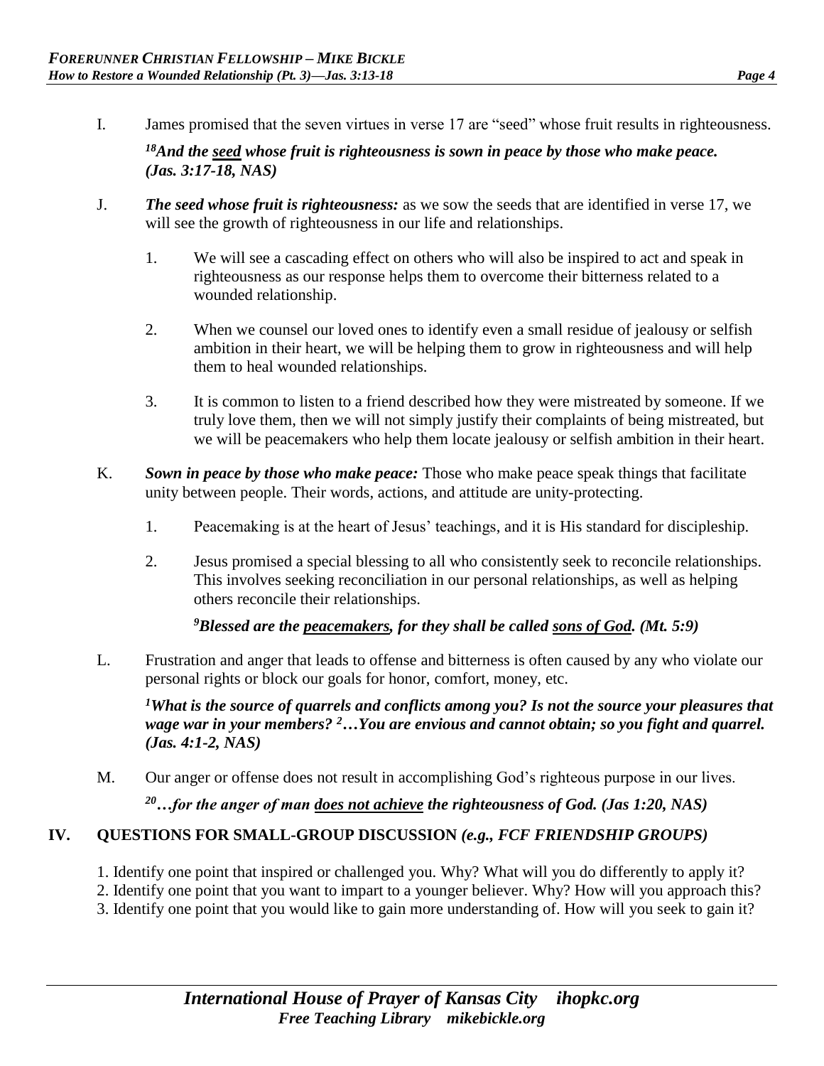I. James promised that the seven virtues in verse 17 are "seed" whose fruit results in righteousness.

***[18]And the <u>seed</u> whose fruit is righteousness is sown in peace by those who make peace. (Jas. 3:17-18, NAS)***

J. ***The seed whose fruit is righteousness:*** as we sow the seeds that are identified in verse 17, we will see the growth of righteousness in our life and relationships.

1. We will see a cascading effect on others who will also be inspired to act and speak in righteousness as our response helps them to overcome their bitterness related to a wounded relationship.

2. When we counsel our loved ones to identify even a small residue of jealousy or selfish ambition in their heart, we will be helping them to grow in righteousness and will help them to heal wounded relationships.

3. It is common to listen to a friend described how they were mistreated by someone. If we truly love them, then we will not simply justify their complaints of being mistreated, but we will be peacemakers who help them locate jealousy or selfish ambition in their heart.

K. ***Sown in peace by those who make peace:*** Those who make peace speak things that facilitate unity between people. Their words, actions, and attitude are unity-protecting.

1. Peacemaking is at the heart of Jesus' teachings, and it is His standard for discipleship.

2. Jesus promised a special blessing to all who consistently seek to reconcile relationships. This involves seeking reconciliation in our personal relationships, as well as helping others reconcile their relationships.

***[9]Blessed are the <u>peacemakers</u>, for they shall be called <u>sons of God</u>. (Mt. 5:9)***

L. Frustration and anger that leads to offense and bitterness is often caused by any who violate our personal rights or block our goals for honor, comfort, money, etc.

***[1]What is the source of quarrels and conflicts among you? Is not the source your pleasures that wage war in your members? [2]…You are envious and cannot obtain; so you fight and quarrel. (Jas. 4:1-2, NAS)***

M. Our anger or offense does not result in accomplishing God's righteous purpose in our lives.

***[20]…for the anger of man <u>does not achieve</u> the righteousness of God. (Jas 1:20, NAS)***

## IV. QUESTIONS FOR SMALL-GROUP DISCUSSION *(e.g., FCF FRIENDSHIP GROUPS)*

1. Identify one point that inspired or challenged you. Why? What will you do differently to apply it?
2. Identify one point that you want to impart to a younger believer. Why? How will you approach this?
3. Identify one point that you would like to gain more understanding of. How will you seek to gain it?